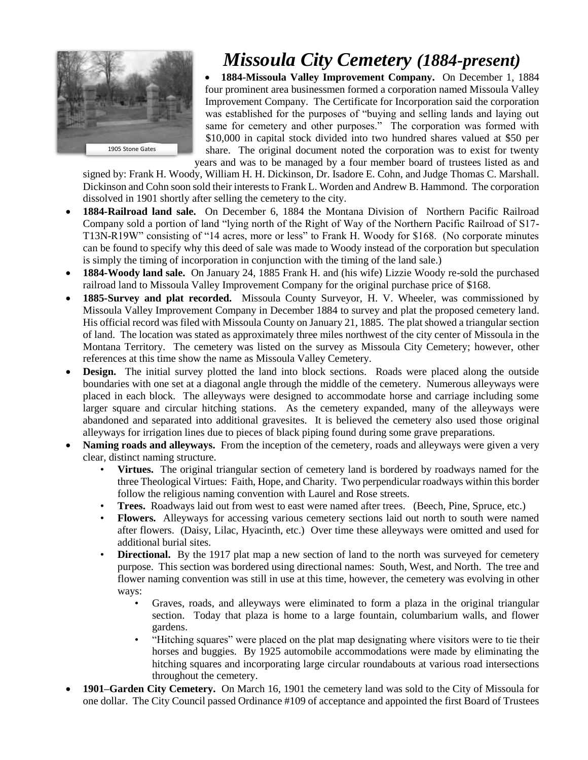# *Missoula City Cemetery (1884-present)*

1905 Stone Gates

- **1884-Missoula Valley Improvement Company.** On December 1, 1884 four prominent area businessmen formed a corporation named Missoula Valley Improvement Company. The Certificate for Incorporation said the corporation was established for the purposes of "buying and selling lands and laying out same for cemetery and other purposes." The corporation was formed with $10,000 in capital stock divided into two hundred shares valued at $50 per share. The original document noted the corporation was to exist for twenty years and was to be managed by a four member board of trustees listed as and signed by: Frank H. Woody, William H. H. Dickinson, Dr. Isadore E. Cohn, and Judge Thomas C. Marshall. Dickinson and Cohn soon sold their interests to Frank L. Worden and Andrew B. Hammond. The corporation dissolved in 1901 shortly after selling the cemetery to the city.
- **1884-Railroad land sale.** On December 6, 1884 the Montana Division of Northern Pacific Railroad Company sold a portion of land "lying north of the Right of Way of the Northern Pacific Railroad of S17-T13N-R19W" consisting of "14 acres, more or less" to Frank H. Woody for $168. (No corporate minutes can be found to specify why this deed of sale was made to Woody instead of the corporation but speculation is simply the timing of incorporation in conjunction with the timing of the land sale.)
- **1884-Woody land sale.** On January 24, 1885 Frank H. and (his wife) Lizzie Woody re-sold the purchased railroad land to Missoula Valley Improvement Company for the original purchase price of $168.
- **1885-Survey and plat recorded.** Missoula County Surveyor, H. V. Wheeler, was commissioned by Missoula Valley Improvement Company in December 1884 to survey and plat the proposed cemetery land. His official record was filed with Missoula County on January 21, 1885. The plat showed a triangular section of land. The location was stated as approximately three miles northwest of the city center of Missoula in the Montana Territory. The cemetery was listed on the survey as Missoula City Cemetery; however, other references at this time show the name as Missoula Valley Cemetery.
- **Design.** The initial survey plotted the land into block sections. Roads were placed along the outside boundaries with one set at a diagonal angle through the middle of the cemetery. Numerous alleyways were placed in each block. The alleyways were designed to accommodate horse and carriage including some larger square and circular hitching stations. As the cemetery expanded, many of the alleyways were abandoned and separated into additional gravesites. It is believed the cemetery also used those original alleyways for irrigation lines due to pieces of black piping found during some grave preparations.
- **Naming roads and alleyways.** From the inception of the cemetery, roads and alleyways were given a very clear, distinct naming structure.
  - **Virtues.** The original triangular section of cemetery land is bordered by roadways named for the three Theological Virtues: Faith, Hope, and Charity. Two perpendicular roadways within this border follow the religious naming convention with Laurel and Rose streets.
  - **Trees.** Roadways laid out from west to east were named after trees. (Beech, Pine, Spruce, etc.)
  - **Flowers.** Alleyways for accessing various cemetery sections laid out north to south were named after flowers. (Daisy, Lilac, Hyacinth, etc.) Over time these alleyways were omitted and used for additional burial sites.
  - **Directional.** By the 1917 plat map a new section of land to the north was surveyed for cemetery purpose. This section was bordered using directional names: South, West, and North. The tree and flower naming convention was still in use at this time, however, the cemetery was evolving in other ways:
    - Graves, roads, and alleyways were eliminated to form a plaza in the original triangular section. Today that plaza is home to a large fountain, columbarium walls, and flower gardens.
    - "Hitching squares" were placed on the plat map designating where visitors were to tie their horses and buggies. By 1925 automobile accommodations were made by eliminating the hitching squares and incorporating large circular roundabouts at various road intersections throughout the cemetery.
- **1901–Garden City Cemetery.** On March 16, 1901 the cemetery land was sold to the City of Missoula for one dollar. The City Council passed Ordinance #109 of acceptance and appointed the first Board of Trustees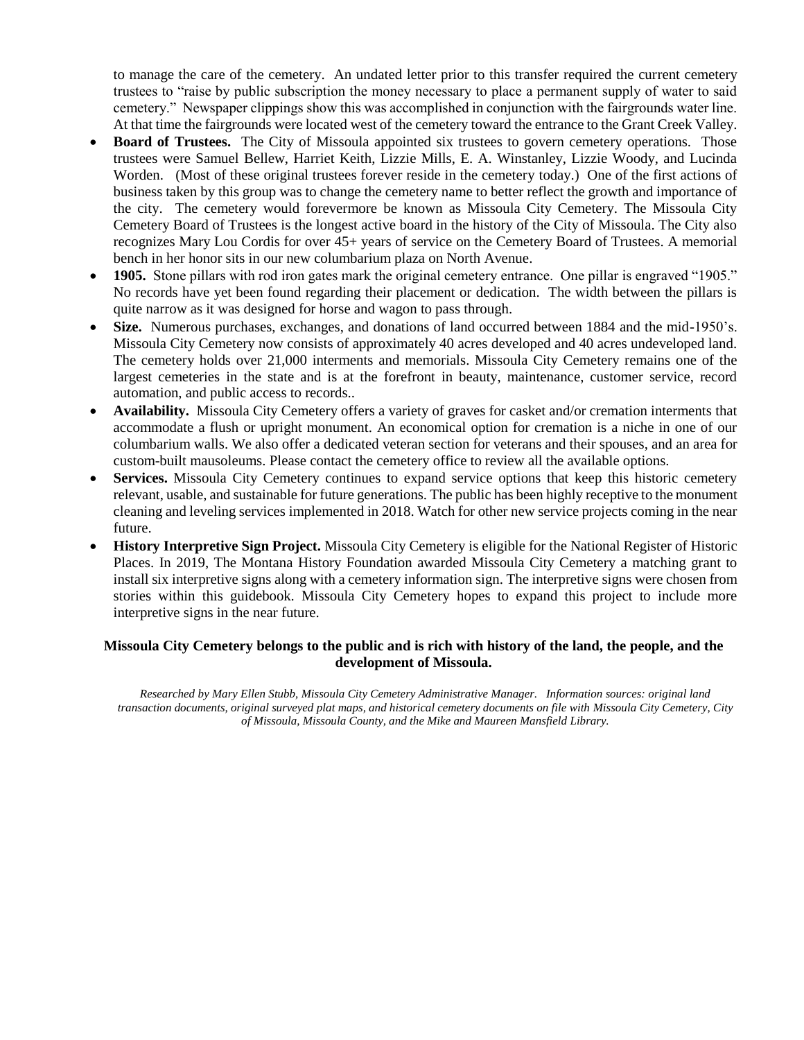to manage the care of the cemetery. An undated letter prior to this transfer required the current cemetery trustees to "raise by public subscription the money necessary to place a permanent supply of water to said cemetery." Newspaper clippings show this was accomplished in conjunction with the fairgrounds water line. At that time the fairgrounds were located west of the cemetery toward the entrance to the Grant Creek Valley.

- **Board of Trustees.** The City of Missoula appointed six trustees to govern cemetery operations. Those trustees were Samuel Bellew, Harriet Keith, Lizzie Mills, E. A. Winstanley, Lizzie Woody, and Lucinda Worden. (Most of these original trustees forever reside in the cemetery today.) One of the first actions of business taken by this group was to change the cemetery name to better reflect the growth and importance of the city. The cemetery would forevermore be known as Missoula City Cemetery. The Missoula City Cemetery Board of Trustees is the longest active board in the history of the City of Missoula. The City also recognizes Mary Lou Cordis for over 45+ years of service on the Cemetery Board of Trustees. A memorial bench in her honor sits in our new columbarium plaza on North Avenue.
- **1905.** Stone pillars with rod iron gates mark the original cemetery entrance. One pillar is engraved "1905." No records have yet been found regarding their placement or dedication. The width between the pillars is quite narrow as it was designed for horse and wagon to pass through.
- **Size.** Numerous purchases, exchanges, and donations of land occurred between 1884 and the mid-1950's. Missoula City Cemetery now consists of approximately 40 acres developed and 40 acres undeveloped land. The cemetery holds over 21,000 interments and memorials. Missoula City Cemetery remains one of the largest cemeteries in the state and is at the forefront in beauty, maintenance, customer service, record automation, and public access to records..
- **Availability.** Missoula City Cemetery offers a variety of graves for casket and/or cremation interments that accommodate a flush or upright monument. An economical option for cremation is a niche in one of our columbarium walls. We also offer a dedicated veteran section for veterans and their spouses, and an area for custom-built mausoleums. Please contact the cemetery office to review all the available options.
- **Services.** Missoula City Cemetery continues to expand service options that keep this historic cemetery relevant, usable, and sustainable for future generations. The public has been highly receptive to the monument cleaning and leveling services implemented in 2018. Watch for other new service projects coming in the near future.
- **History Interpretive Sign Project.** Missoula City Cemetery is eligible for the National Register of Historic Places. In 2019, The Montana History Foundation awarded Missoula City Cemetery a matching grant to install six interpretive signs along with a cemetery information sign. The interpretive signs were chosen from stories within this guidebook. Missoula City Cemetery hopes to expand this project to include more interpretive signs in the near future.

**Missoula City Cemetery belongs to the public and is rich with history of the land, the people, and the development of Missoula.**

*Researched by Mary Ellen Stubb, Missoula City Cemetery Administrative Manager. Information sources: original land transaction documents, original surveyed plat maps, and historical cemetery documents on file with Missoula City Cemetery, City of Missoula, Missoula County, and the Mike and Maureen Mansfield Library.*